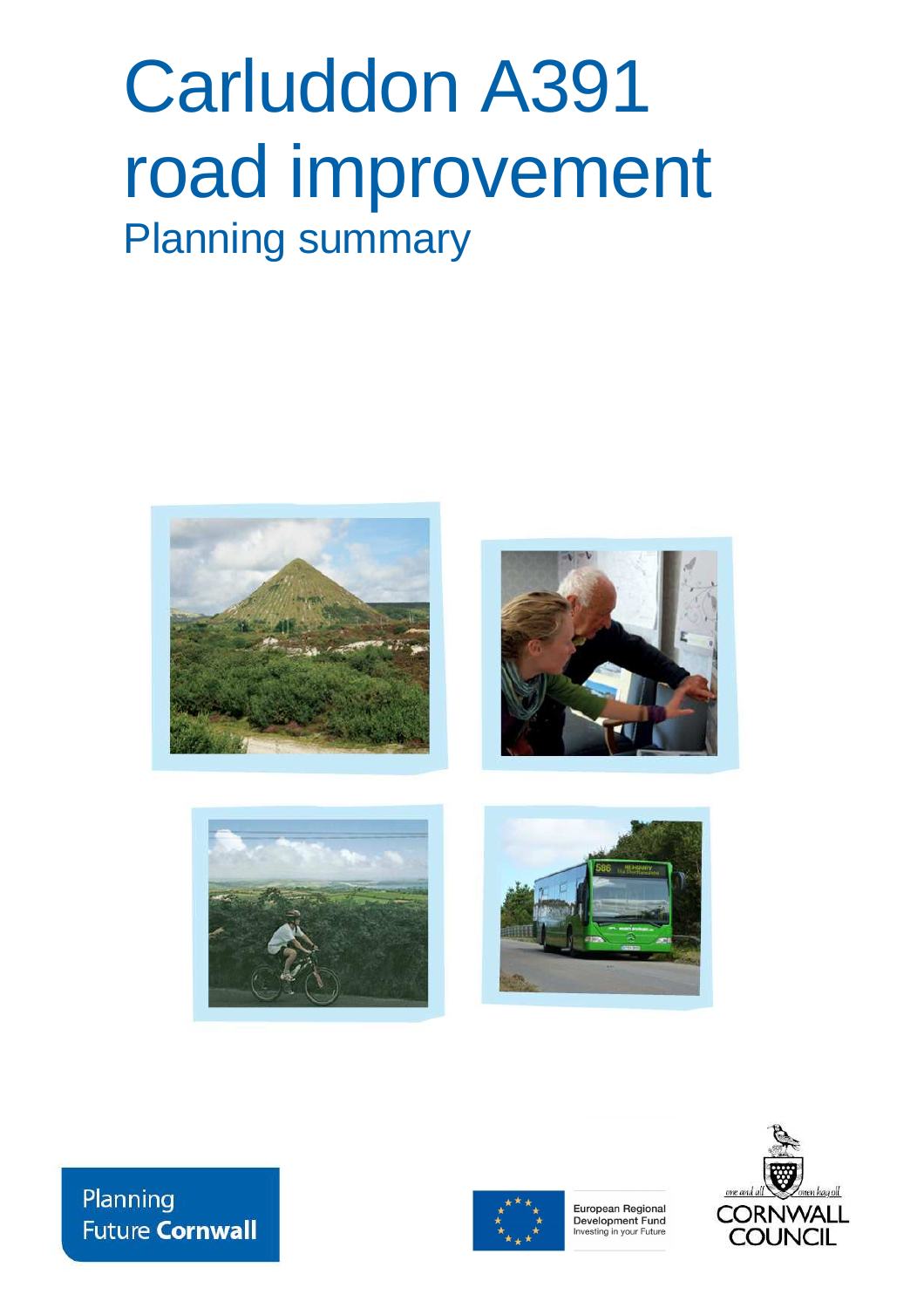# Carluddon A391 road improvement

## Planning summary

Planning Future **Cornwall**

European Regional Development Fund
Investing in your Future

one and all · onen hag oll

CORNWALL COUNCIL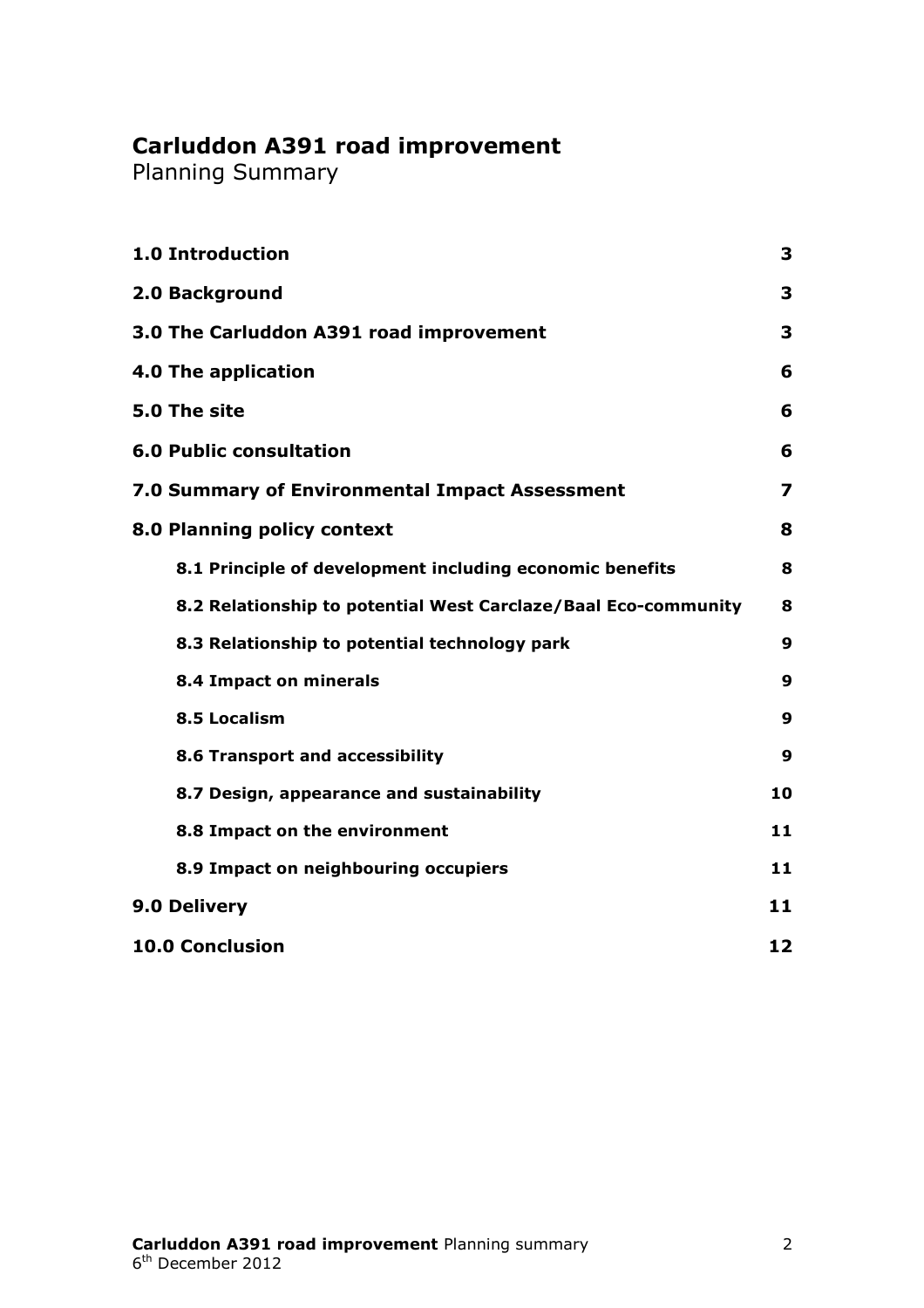# Carluddon A391 road improvement

Planning Summary

| | |
|---|---|
| **1.0 Introduction** | **3** |
| **2.0 Background** | **3** |
| **3.0 The Carluddon A391 road improvement** | **3** |
| **4.0 The application** | **6** |
| **5.0 The site** | **6** |
| **6.0 Public consultation** | **6** |
| **7.0 Summary of Environmental Impact Assessment** | **7** |
| **8.0 Planning policy context** | **8** |
| **8.1 Principle of development including economic benefits** | **8** |
| **8.2 Relationship to potential West Carclaze/Baal Eco-community** | **8** |
| **8.3 Relationship to potential technology park** | **9** |
| **8.4 Impact on minerals** | **9** |
| **8.5 Localism** | **9** |
| **8.6 Transport and accessibility** | **9** |
| **8.7 Design, appearance and sustainability** | **10** |
| **8.8 Impact on the environment** | **11** |
| **8.9 Impact on neighbouring occupiers** | **11** |
| **9.0 Delivery** | **11** |
| **10.0 Conclusion** | **12** |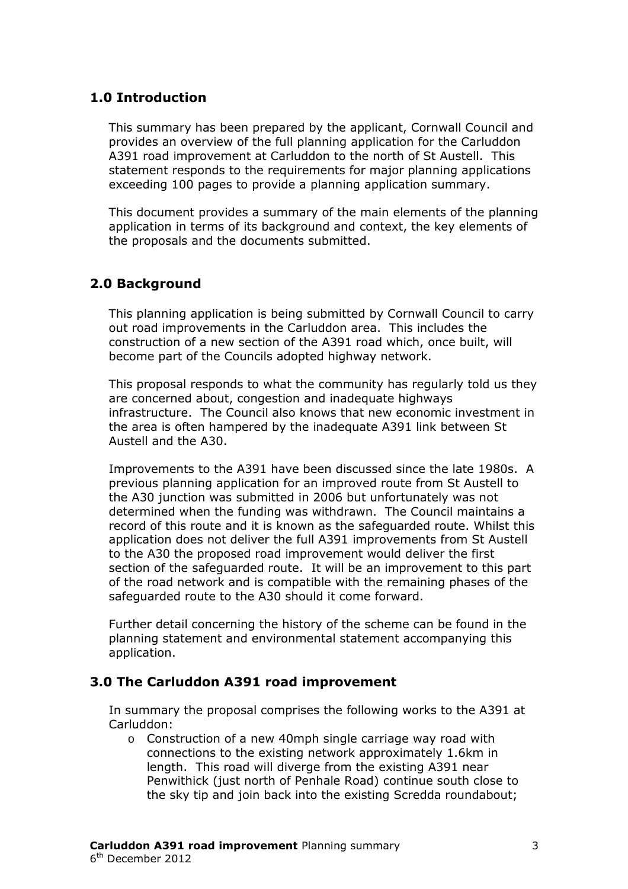## 1.0 Introduction

This summary has been prepared by the applicant, Cornwall Council and provides an overview of the full planning application for the Carluddon A391 road improvement at Carluddon to the north of St Austell. This statement responds to the requirements for major planning applications exceeding 100 pages to provide a planning application summary.

This document provides a summary of the main elements of the planning application in terms of its background and context, the key elements of the proposals and the documents submitted.

## 2.0 Background

This planning application is being submitted by Cornwall Council to carry out road improvements in the Carluddon area. This includes the construction of a new section of the A391 road which, once built, will become part of the Councils adopted highway network.

This proposal responds to what the community has regularly told us they are concerned about, congestion and inadequate highways infrastructure. The Council also knows that new economic investment in the area is often hampered by the inadequate A391 link between St Austell and the A30.

Improvements to the A391 have been discussed since the late 1980s. A previous planning application for an improved route from St Austell to the A30 junction was submitted in 2006 but unfortunately was not determined when the funding was withdrawn. The Council maintains a record of this route and it is known as the safeguarded route. Whilst this application does not deliver the full A391 improvements from St Austell to the A30 the proposed road improvement would deliver the first section of the safeguarded route. It will be an improvement to this part of the road network and is compatible with the remaining phases of the safeguarded route to the A30 should it come forward.

Further detail concerning the history of the scheme can be found in the planning statement and environmental statement accompanying this application.

## 3.0 The Carluddon A391 road improvement

In summary the proposal comprises the following works to the A391 at Carluddon:

- Construction of a new 40mph single carriage way road with connections to the existing network approximately 1.6km in length. This road will diverge from the existing A391 near Penwithick (just north of Penhale Road) continue south close to the sky tip and join back into the existing Scredda roundabout;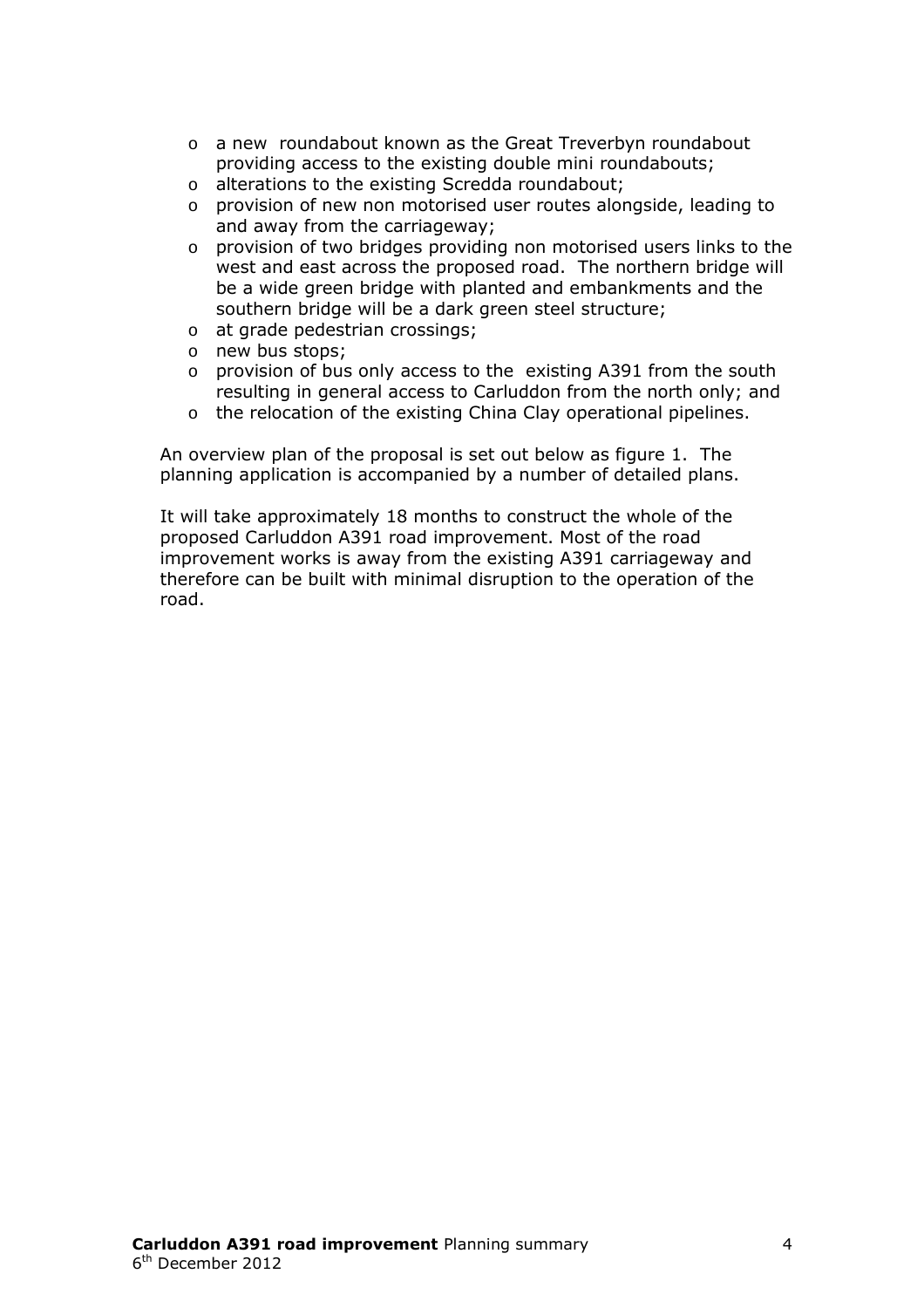- a new roundabout known as the Great Treverbyn roundabout providing access to the existing double mini roundabouts;
- alterations to the existing Scredda roundabout;
- provision of new non motorised user routes alongside, leading to and away from the carriageway;
- provision of two bridges providing non motorised users links to the west and east across the proposed road. The northern bridge will be a wide green bridge with planted and embankments and the southern bridge will be a dark green steel structure;
- at grade pedestrian crossings;
- new bus stops;
- provision of bus only access to the existing A391 from the south resulting in general access to Carluddon from the north only; and
- the relocation of the existing China Clay operational pipelines.

An overview plan of the proposal is set out below as figure 1. The planning application is accompanied by a number of detailed plans.

It will take approximately 18 months to construct the whole of the proposed Carluddon A391 road improvement. Most of the road improvement works is away from the existing A391 carriageway and therefore can be built with minimal disruption to the operation of the road.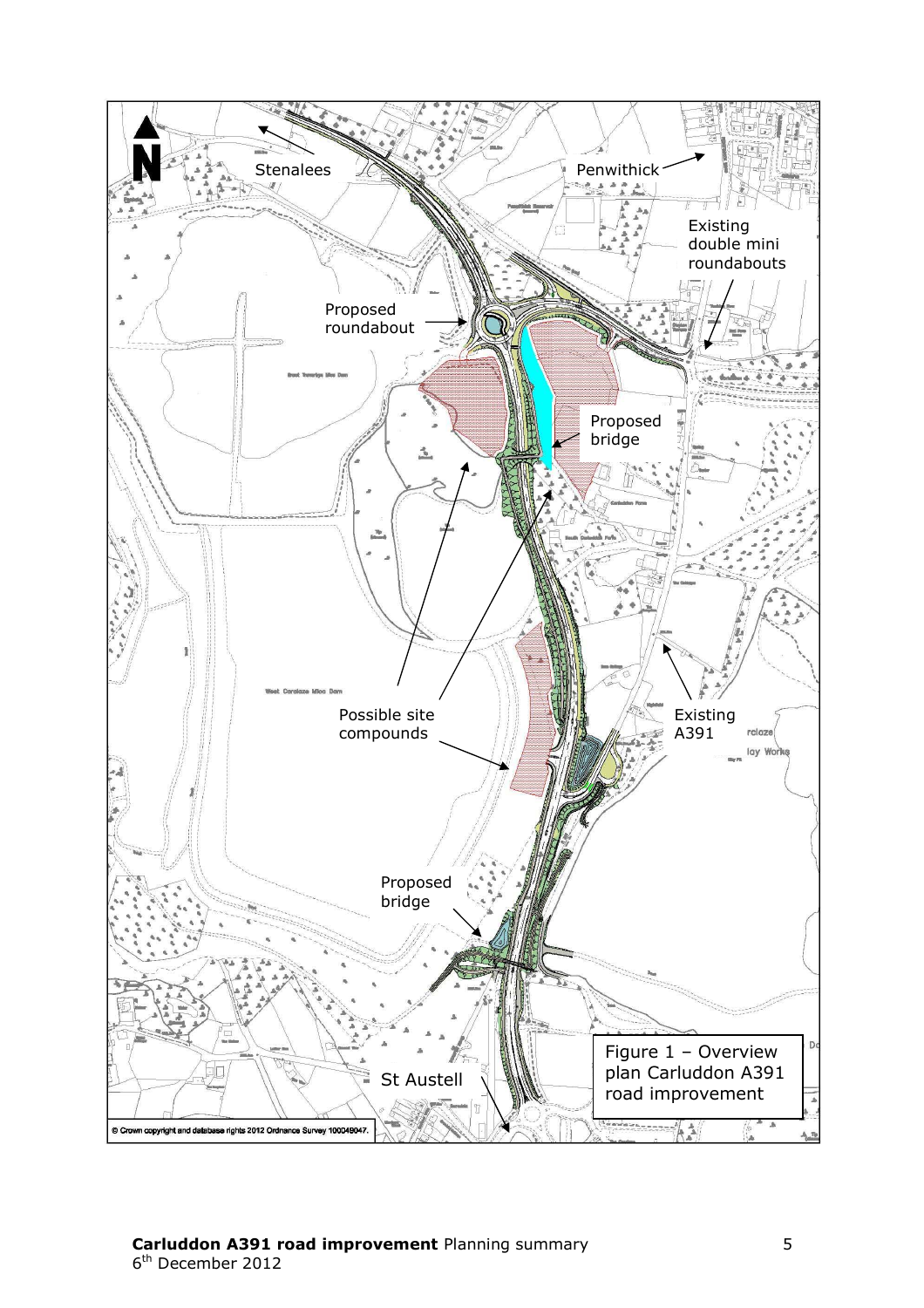N

Stenalees

Penwithick

Existing double mini roundabouts

Proposed roundabout

Proposed bridge

Possible site compounds

Existing A391

Proposed bridge

St Austell

Figure 1 – Overview plan Carluddon A391 road improvement

© Crown copyright and database rights 2012 Ordnance Survey 100049047.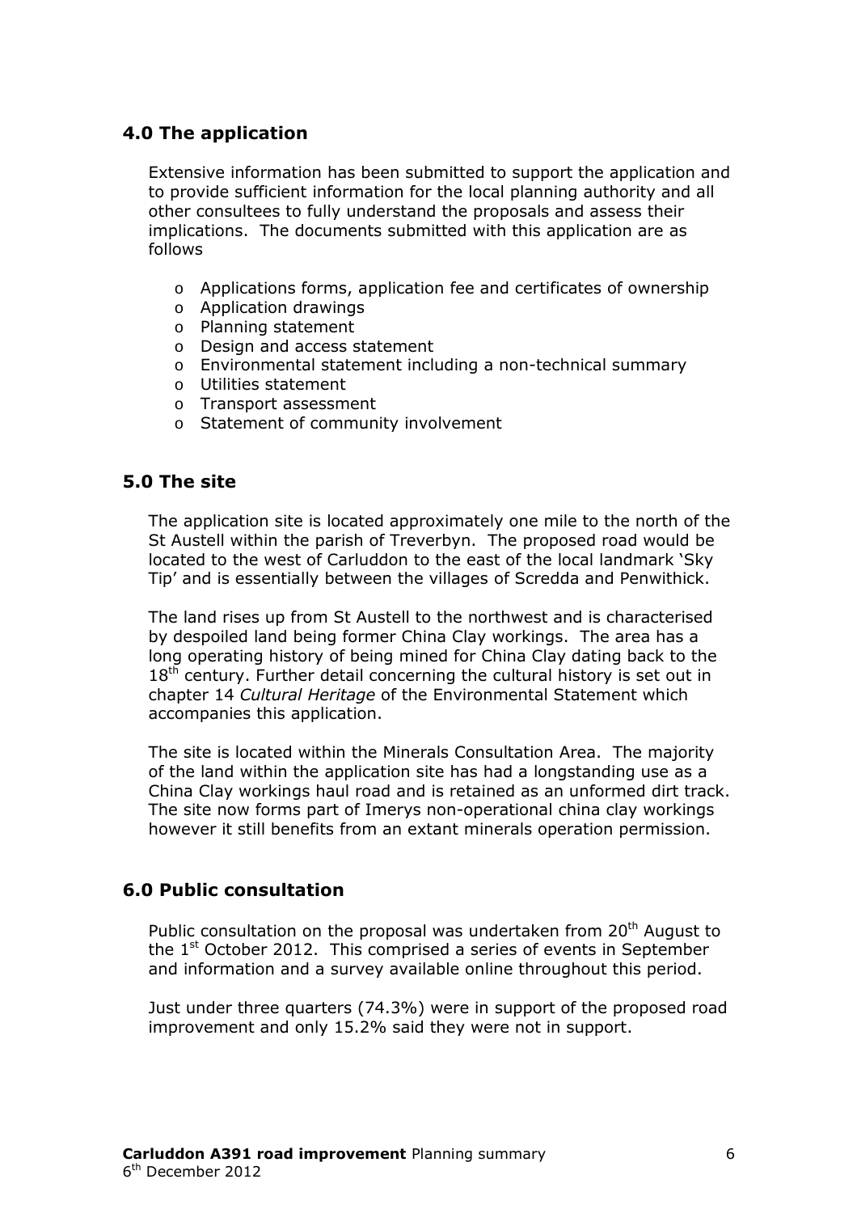## 4.0 The application

Extensive information has been submitted to support the application and to provide sufficient information for the local planning authority and all other consultees to fully understand the proposals and assess their implications. The documents submitted with this application are as follows

- Applications forms, application fee and certificates of ownership
- Application drawings
- Planning statement
- Design and access statement
- Environmental statement including a non-technical summary
- Utilities statement
- Transport assessment
- Statement of community involvement

## 5.0 The site

The application site is located approximately one mile to the north of the St Austell within the parish of Treverbyn. The proposed road would be located to the west of Carluddon to the east of the local landmark 'Sky Tip' and is essentially between the villages of Scredda and Penwithick.

The land rises up from St Austell to the northwest and is characterised by despoiled land being former China Clay workings. The area has a long operating history of being mined for China Clay dating back to the 18th century. Further detail concerning the cultural history is set out in chapter 14 *Cultural Heritage* of the Environmental Statement which accompanies this application.

The site is located within the Minerals Consultation Area. The majority of the land within the application site has had a longstanding use as a China Clay workings haul road and is retained as an unformed dirt track. The site now forms part of Imerys non-operational china clay workings however it still benefits from an extant minerals operation permission.

## 6.0 Public consultation

Public consultation on the proposal was undertaken from 20th August to the 1st October 2012. This comprised a series of events in September and information and a survey available online throughout this period.

Just under three quarters (74.3%) were in support of the proposed road improvement and only 15.2% said they were not in support.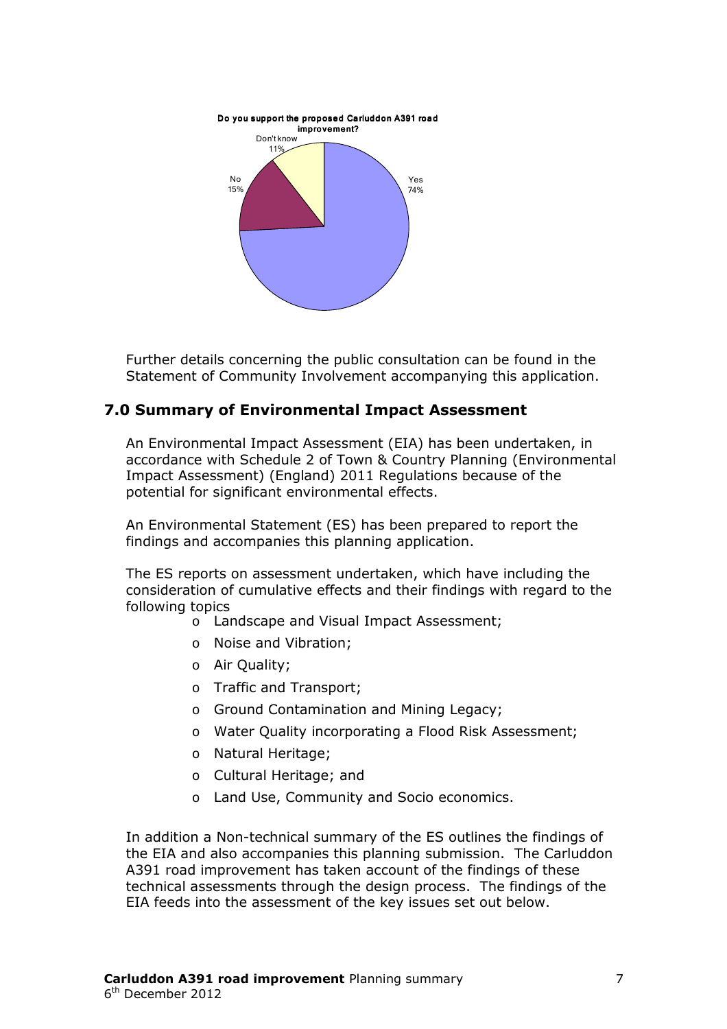**Do you support the proposed Carluddon A391 road improvement?**

- Yes 74%
- No 15%
- Don't know 11%

Further details concerning the public consultation can be found in the Statement of Community Involvement accompanying this application.

## 7.0 Summary of Environmental Impact Assessment

An Environmental Impact Assessment (EIA) has been undertaken, in accordance with Schedule 2 of Town & Country Planning (Environmental Impact Assessment) (England) 2011 Regulations because of the potential for significant environmental effects.

An Environmental Statement (ES) has been prepared to report the findings and accompanies this planning application.

The ES reports on assessment undertaken, which have including the consideration of cumulative effects and their findings with regard to the following topics

- Landscape and Visual Impact Assessment;
- Noise and Vibration;
- Air Quality;
- Traffic and Transport;
- Ground Contamination and Mining Legacy;
- Water Quality incorporating a Flood Risk Assessment;
- Natural Heritage;
- Cultural Heritage; and
- Land Use, Community and Socio economics.

In addition a Non-technical summary of the ES outlines the findings of the EIA and also accompanies this planning submission. The Carluddon A391 road improvement has taken account of the findings of these technical assessments through the design process. The findings of the EIA feeds into the assessment of the key issues set out below.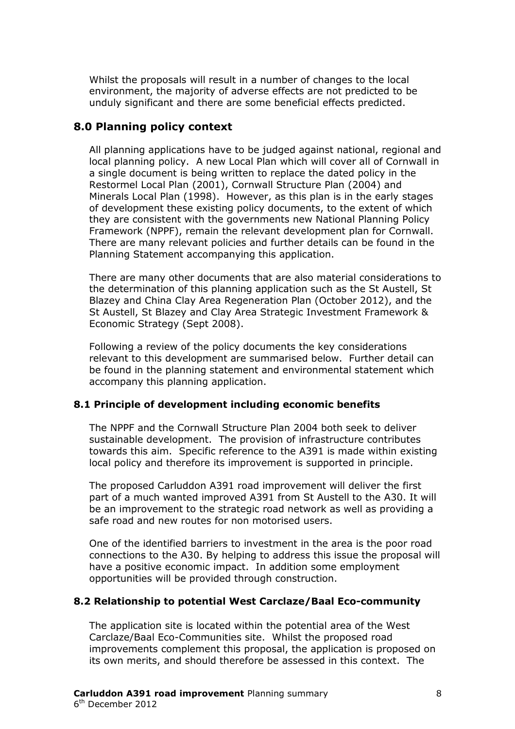Whilst the proposals will result in a number of changes to the local environment, the majority of adverse effects are not predicted to be unduly significant and there are some beneficial effects predicted.

## 8.0 Planning policy context

All planning applications have to be judged against national, regional and local planning policy. A new Local Plan which will cover all of Cornwall in a single document is being written to replace the dated policy in the Restormel Local Plan (2001), Cornwall Structure Plan (2004) and Minerals Local Plan (1998). However, as this plan is in the early stages of development these existing policy documents, to the extent of which they are consistent with the governments new National Planning Policy Framework (NPPF), remain the relevant development plan for Cornwall. There are many relevant policies and further details can be found in the Planning Statement accompanying this application.

There are many other documents that are also material considerations to the determination of this planning application such as the St Austell, St Blazey and China Clay Area Regeneration Plan (October 2012), and the St Austell, St Blazey and Clay Area Strategic Investment Framework & Economic Strategy (Sept 2008).

Following a review of the policy documents the key considerations relevant to this development are summarised below. Further detail can be found in the planning statement and environmental statement which accompany this planning application.

### 8.1 Principle of development including economic benefits

The NPPF and the Cornwall Structure Plan 2004 both seek to deliver sustainable development. The provision of infrastructure contributes towards this aim. Specific reference to the A391 is made within existing local policy and therefore its improvement is supported in principle.

The proposed Carluddon A391 road improvement will deliver the first part of a much wanted improved A391 from St Austell to the A30. It will be an improvement to the strategic road network as well as providing a safe road and new routes for non motorised users.

One of the identified barriers to investment in the area is the poor road connections to the A30. By helping to address this issue the proposal will have a positive economic impact. In addition some employment opportunities will be provided through construction.

### 8.2 Relationship to potential West Carclaze/Baal Eco-community

The application site is located within the potential area of the West Carclaze/Baal Eco-Communities site. Whilst the proposed road improvements complement this proposal, the application is proposed on its own merits, and should therefore be assessed in this context. The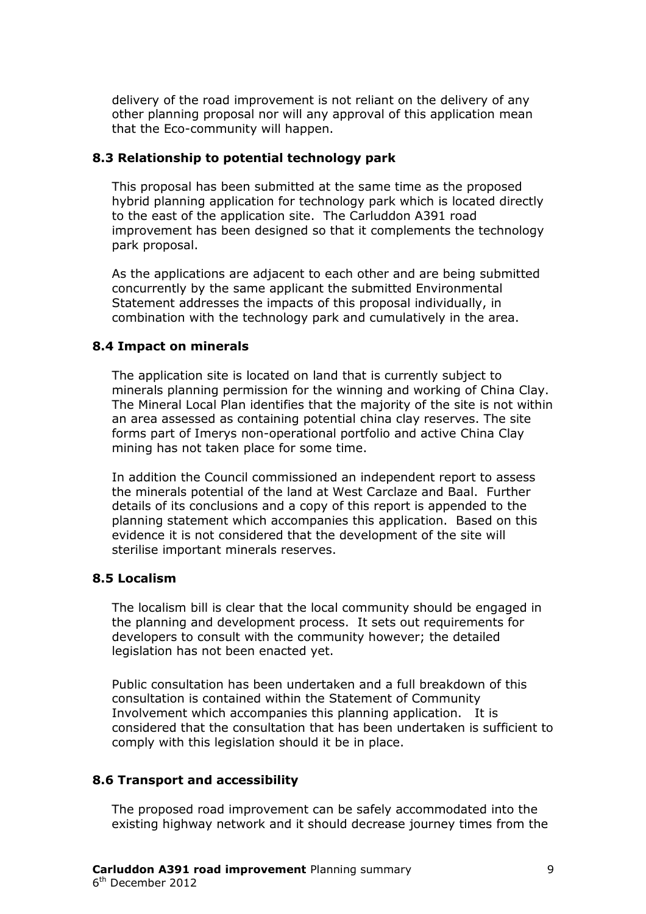delivery of the road improvement is not reliant on the delivery of any other planning proposal nor will any approval of this application mean that the Eco-community will happen.

### 8.3 Relationship to potential technology park

This proposal has been submitted at the same time as the proposed hybrid planning application for technology park which is located directly to the east of the application site. The Carluddon A391 road improvement has been designed so that it complements the technology park proposal.

As the applications are adjacent to each other and are being submitted concurrently by the same applicant the submitted Environmental Statement addresses the impacts of this proposal individually, in combination with the technology park and cumulatively in the area.

### 8.4 Impact on minerals

The application site is located on land that is currently subject to minerals planning permission for the winning and working of China Clay. The Mineral Local Plan identifies that the majority of the site is not within an area assessed as containing potential china clay reserves. The site forms part of Imerys non-operational portfolio and active China Clay mining has not taken place for some time.

In addition the Council commissioned an independent report to assess the minerals potential of the land at West Carclaze and Baal. Further details of its conclusions and a copy of this report is appended to the planning statement which accompanies this application. Based on this evidence it is not considered that the development of the site will sterilise important minerals reserves.

### 8.5 Localism

The localism bill is clear that the local community should be engaged in the planning and development process. It sets out requirements for developers to consult with the community however; the detailed legislation has not been enacted yet.

Public consultation has been undertaken and a full breakdown of this consultation is contained within the Statement of Community Involvement which accompanies this planning application. It is considered that the consultation that has been undertaken is sufficient to comply with this legislation should it be in place.

### 8.6 Transport and accessibility

The proposed road improvement can be safely accommodated into the existing highway network and it should decrease journey times from the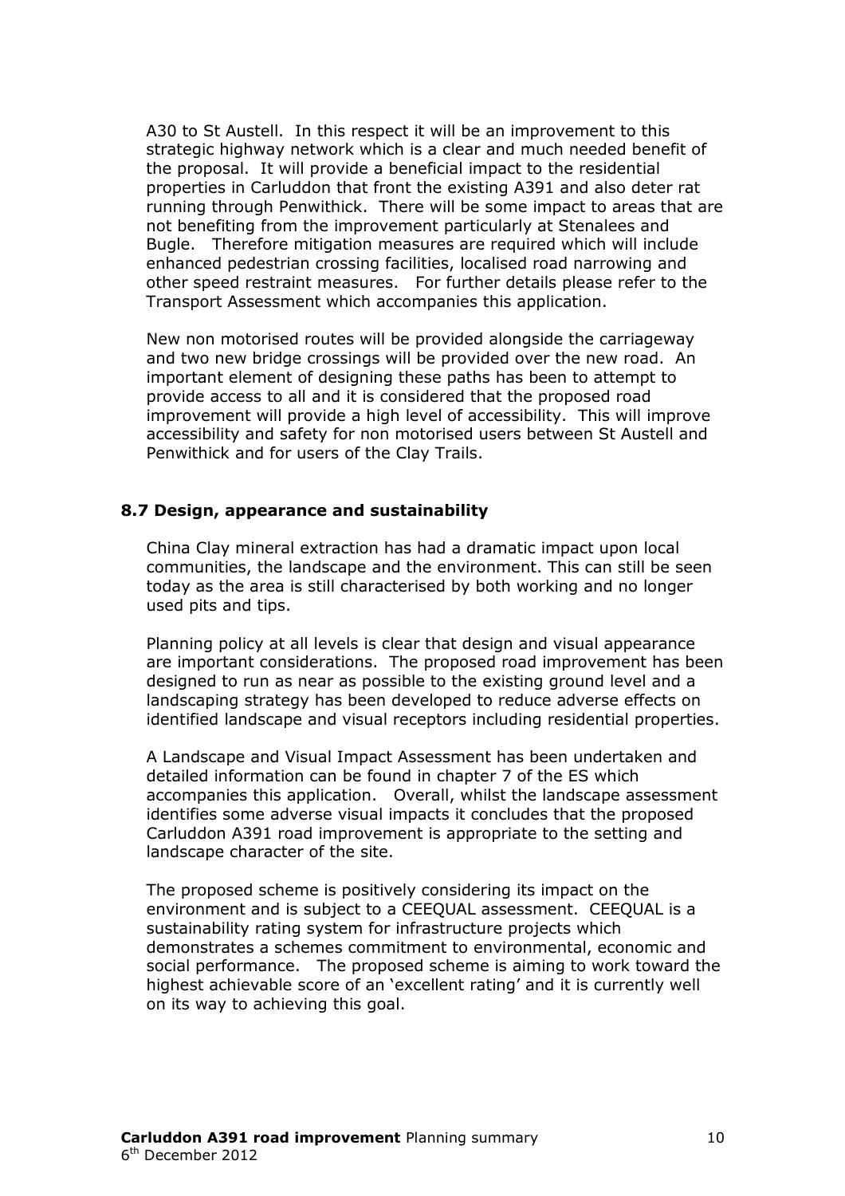A30 to St Austell. In this respect it will be an improvement to this strategic highway network which is a clear and much needed benefit of the proposal. It will provide a beneficial impact to the residential properties in Carluddon that front the existing A391 and also deter rat running through Penwithick. There will be some impact to areas that are not benefiting from the improvement particularly at Stenalees and Bugle. Therefore mitigation measures are required which will include enhanced pedestrian crossing facilities, localised road narrowing and other speed restraint measures. For further details please refer to the Transport Assessment which accompanies this application.

New non motorised routes will be provided alongside the carriageway and two new bridge crossings will be provided over the new road. An important element of designing these paths has been to attempt to provide access to all and it is considered that the proposed road improvement will provide a high level of accessibility. This will improve accessibility and safety for non motorised users between St Austell and Penwithick and for users of the Clay Trails.

### 8.7 Design, appearance and sustainability

China Clay mineral extraction has had a dramatic impact upon local communities, the landscape and the environment. This can still be seen today as the area is still characterised by both working and no longer used pits and tips.

Planning policy at all levels is clear that design and visual appearance are important considerations. The proposed road improvement has been designed to run as near as possible to the existing ground level and a landscaping strategy has been developed to reduce adverse effects on identified landscape and visual receptors including residential properties.

A Landscape and Visual Impact Assessment has been undertaken and detailed information can be found in chapter 7 of the ES which accompanies this application. Overall, whilst the landscape assessment identifies some adverse visual impacts it concludes that the proposed Carluddon A391 road improvement is appropriate to the setting and landscape character of the site.

The proposed scheme is positively considering its impact on the environment and is subject to a CEEQUAL assessment. CEEQUAL is a sustainability rating system for infrastructure projects which demonstrates a schemes commitment to environmental, economic and social performance. The proposed scheme is aiming to work toward the highest achievable score of an 'excellent rating' and it is currently well on its way to achieving this goal.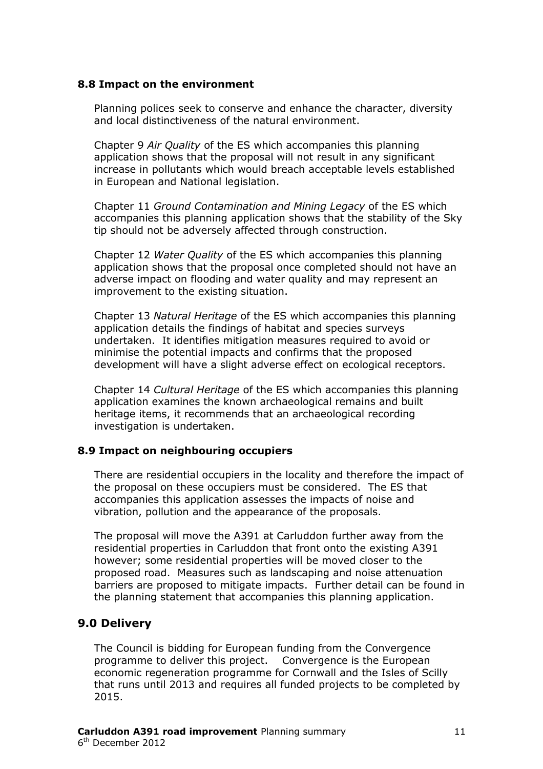### 8.8 Impact on the environment

Planning polices seek to conserve and enhance the character, diversity and local distinctiveness of the natural environment.

Chapter 9 *Air Quality* of the ES which accompanies this planning application shows that the proposal will not result in any significant increase in pollutants which would breach acceptable levels established in European and National legislation.

Chapter 11 *Ground Contamination and Mining Legacy* of the ES which accompanies this planning application shows that the stability of the Sky tip should not be adversely affected through construction.

Chapter 12 *Water Quality* of the ES which accompanies this planning application shows that the proposal once completed should not have an adverse impact on flooding and water quality and may represent an improvement to the existing situation.

Chapter 13 *Natural Heritage* of the ES which accompanies this planning application details the findings of habitat and species surveys undertaken. It identifies mitigation measures required to avoid or minimise the potential impacts and confirms that the proposed development will have a slight adverse effect on ecological receptors.

Chapter 14 *Cultural Heritage* of the ES which accompanies this planning application examines the known archaeological remains and built heritage items, it recommends that an archaeological recording investigation is undertaken.

### 8.9 Impact on neighbouring occupiers

There are residential occupiers in the locality and therefore the impact of the proposal on these occupiers must be considered. The ES that accompanies this application assesses the impacts of noise and vibration, pollution and the appearance of the proposals.

The proposal will move the A391 at Carluddon further away from the residential properties in Carluddon that front onto the existing A391 however; some residential properties will be moved closer to the proposed road. Measures such as landscaping and noise attenuation barriers are proposed to mitigate impacts. Further detail can be found in the planning statement that accompanies this planning application.

## 9.0 Delivery

The Council is bidding for European funding from the Convergence programme to deliver this project. Convergence is the European economic regeneration programme for Cornwall and the Isles of Scilly that runs until 2013 and requires all funded projects to be completed by 2015.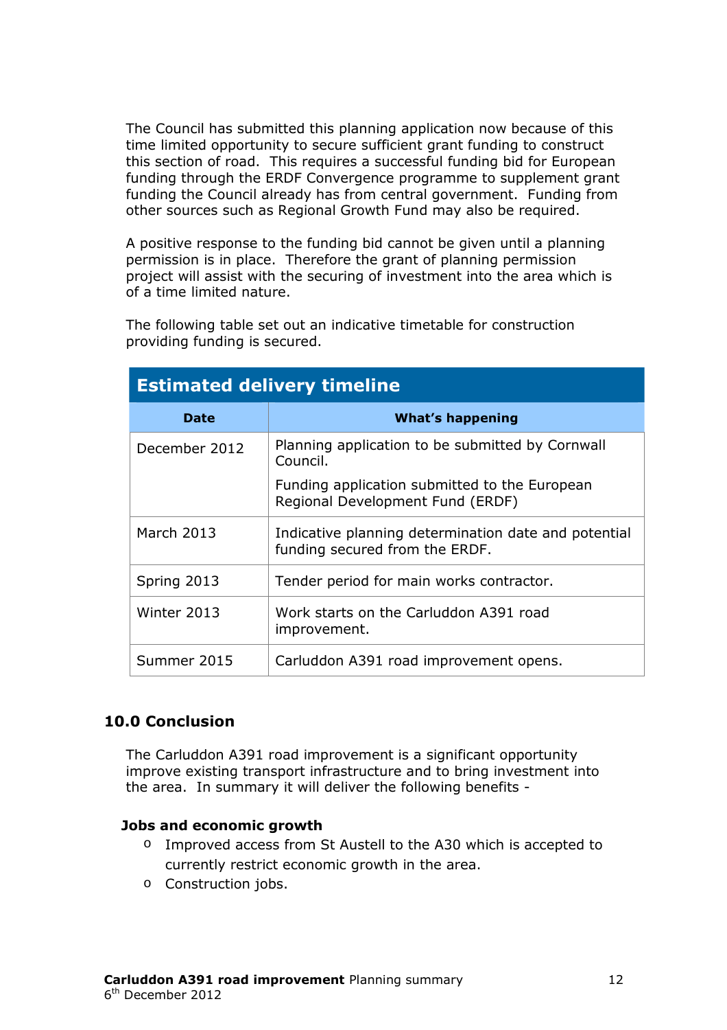The Council has submitted this planning application now because of this time limited opportunity to secure sufficient grant funding to construct this section of road. This requires a successful funding bid for European funding through the ERDF Convergence programme to supplement grant funding the Council already has from central government. Funding from other sources such as Regional Growth Fund may also be required.

A positive response to the funding bid cannot be given until a planning permission is in place. Therefore the grant of planning permission project will assist with the securing of investment into the area which is of a time limited nature.

The following table set out an indicative timetable for construction providing funding is secured.

| Estimated delivery timeline | |
|---|---|
| **Date** | **What's happening** |
| December 2012 | Planning application to be submitted by Cornwall Council.<br><br>Funding application submitted to the European Regional Development Fund (ERDF) |
| March 2013 | Indicative planning determination date and potential funding secured from the ERDF. |
| Spring 2013 | Tender period for main works contractor. |
| Winter 2013 | Work starts on the Carluddon A391 road improvement. |
| Summer 2015 | Carluddon A391 road improvement opens. |

## 10.0 Conclusion

The Carluddon A391 road improvement is a significant opportunity improve existing transport infrastructure and to bring investment into the area. In summary it will deliver the following benefits -

**Jobs and economic growth**

- Improved access from St Austell to the A30 which is accepted to currently restrict economic growth in the area.
- Construction jobs.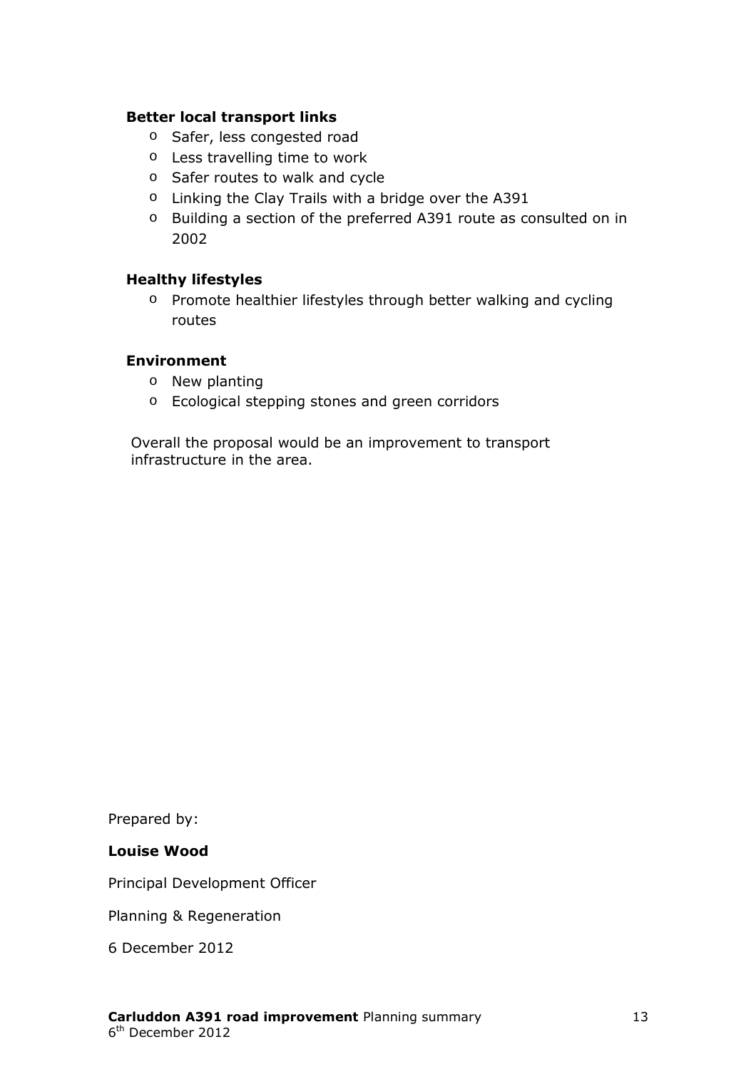**Better local transport links**

- Safer, less congested road
- Less travelling time to work
- Safer routes to walk and cycle
- Linking the Clay Trails with a bridge over the A391
- Building a section of the preferred A391 route as consulted on in 2002

**Healthy lifestyles**

- Promote healthier lifestyles through better walking and cycling routes

**Environment**

- New planting
- Ecological stepping stones and green corridors

Overall the proposal would be an improvement to transport infrastructure in the area.

Prepared by:

**Louise Wood**

Principal Development Officer

Planning & Regeneration

6 December 2012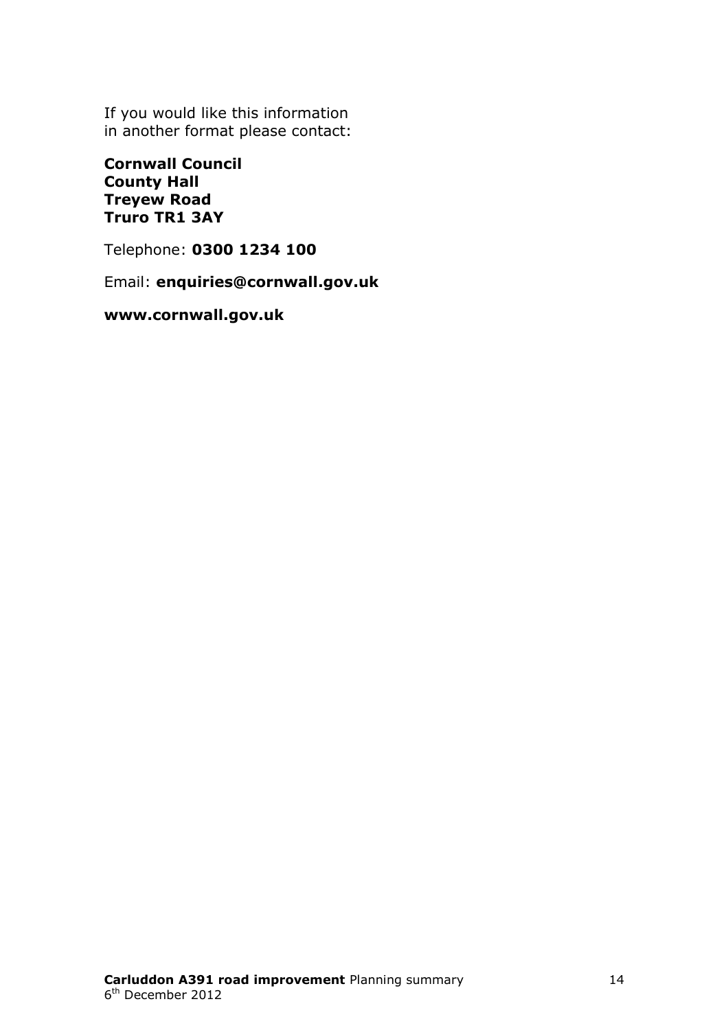If you would like this information
in another format please contact:

**Cornwall Council**
**County Hall**
**Treyew Road**
**Truro TR1 3AY**

Telephone: **0300 1234 100**

Email: **enquiries@cornwall.gov.uk**

**www.cornwall.gov.uk**